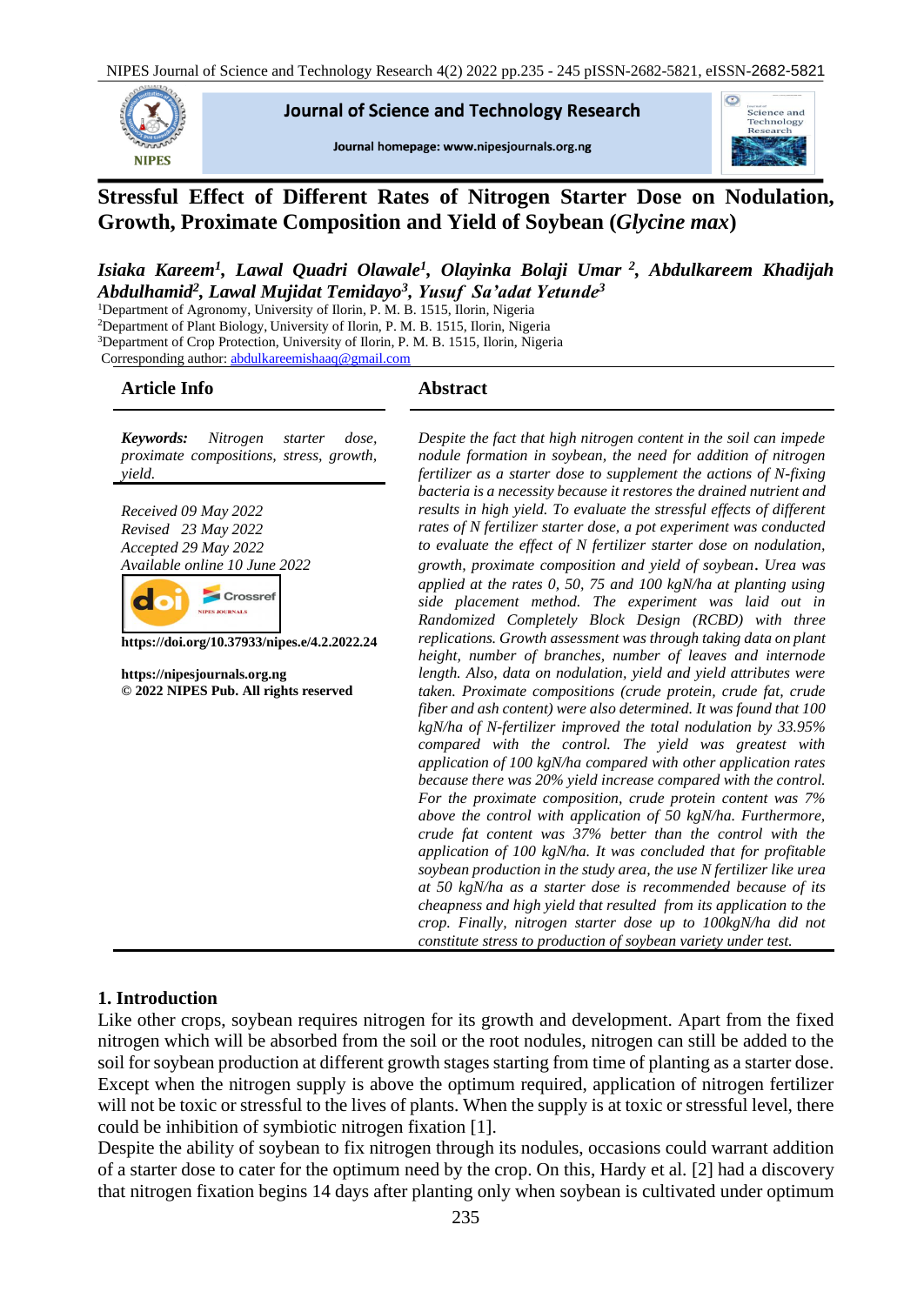# Stressful Effect of Different Rates of Nitrogen Starter Dose on Nodulation, Growth, Proximate Composition and Yield of Soybean (*Glycine max*)

***Isiaka Kareem[1], Lawal Quadri Olawale[1], Olayinka Bolaji Umar [2], Abdulkareem Khadijah Abdulhamid[2], Lawal Mujidat Temidayo[3], Yusuf Sa'adat Yetunde[3]***

[1]Department of Agronomy, University of Ilorin, P. M. B. 1515, Ilorin, Nigeria
[2]Department of Plant Biology, University of Ilorin, P. M. B. 1515, Ilorin, Nigeria
[3]Department of Crop Protection, University of Ilorin, P. M. B. 1515, Ilorin, Nigeria
Corresponding author: abdulkareemishaaq@gmail.com

## Article Info

***Keywords:*** *Nitrogen starter dose, proximate compositions, stress, growth, yield.*

*Received 09 May 2022*
*Revised 23 May 2022*
*Accepted 29 May 2022*
*Available online 10 June 2022*

**https://doi.org/10.37933/nipes.e/4.2.2022.24**

**https://nipesjournals.org.ng**
**© 2022 NIPES Pub. All rights reserved**

## Abstract

*Despite the fact that high nitrogen content in the soil can impede nodule formation in soybean, the need for addition of nitrogen fertilizer as a starter dose to supplement the actions of N-fixing bacteria is a necessity because it restores the drained nutrient and results in high yield. To evaluate the stressful effects of different rates of N fertilizer starter dose, a pot experiment was conducted to evaluate the effect of N fertilizer starter dose on nodulation, growth, proximate composition and yield of soybean. Urea was applied at the rates 0, 50, 75 and 100 kgN/ha at planting using side placement method. The experiment was laid out in Randomized Completely Block Design (RCBD) with three replications. Growth assessment was through taking data on plant height, number of branches, number of leaves and internode length. Also, data on nodulation, yield and yield attributes were taken. Proximate compositions (crude protein, crude fat, crude fiber and ash content) were also determined. It was found that 100 kgN/ha of N-fertilizer improved the total nodulation by 33.95% compared with the control. The yield was greatest with application of 100 kgN/ha compared with other application rates because there was 20% yield increase compared with the control. For the proximate composition, crude protein content was 7% above the control with application of 50 kgN/ha. Furthermore, crude fat content was 37% better than the control with the application of 100 kgN/ha. It was concluded that for profitable soybean production in the study area, the use N fertilizer like urea at 50 kgN/ha as a starter dose is recommended because of its cheapness and high yield that resulted from its application to the crop. Finally, nitrogen starter dose up to 100kgN/ha did not constitute stress to production of soybean variety under test.*

## 1. Introduction

Like other crops, soybean requires nitrogen for its growth and development. Apart from the fixed nitrogen which will be absorbed from the soil or the root nodules, nitrogen can still be added to the soil for soybean production at different growth stages starting from time of planting as a starter dose. Except when the nitrogen supply is above the optimum required, application of nitrogen fertilizer will not be toxic or stressful to the lives of plants. When the supply is at toxic or stressful level, there could be inhibition of symbiotic nitrogen fixation [1].

Despite the ability of soybean to fix nitrogen through its nodules, occasions could warrant addition of a starter dose to cater for the optimum need by the crop. On this, Hardy et al. [2] had a discovery that nitrogen fixation begins 14 days after planting only when soybean is cultivated under optimum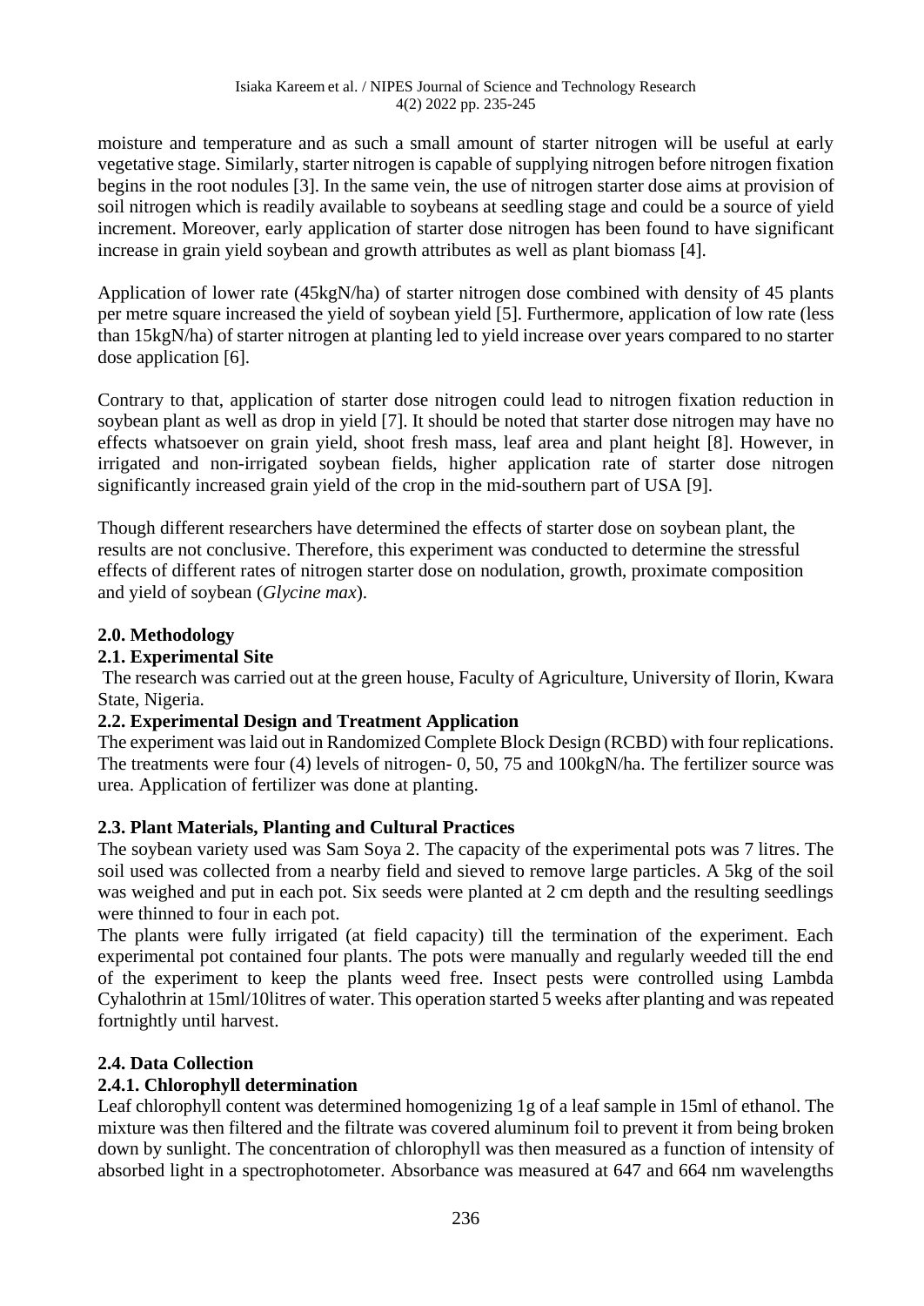moisture and temperature and as such a small amount of starter nitrogen will be useful at early vegetative stage. Similarly, starter nitrogen is capable of supplying nitrogen before nitrogen fixation begins in the root nodules [3]. In the same vein, the use of nitrogen starter dose aims at provision of soil nitrogen which is readily available to soybeans at seedling stage and could be a source of yield increment. Moreover, early application of starter dose nitrogen has been found to have significant increase in grain yield soybean and growth attributes as well as plant biomass [4].

Application of lower rate (45kgN/ha) of starter nitrogen dose combined with density of 45 plants per metre square increased the yield of soybean yield [5]. Furthermore, application of low rate (less than 15kgN/ha) of starter nitrogen at planting led to yield increase over years compared to no starter dose application [6].

Contrary to that, application of starter dose nitrogen could lead to nitrogen fixation reduction in soybean plant as well as drop in yield [7]. It should be noted that starter dose nitrogen may have no effects whatsoever on grain yield, shoot fresh mass, leaf area and plant height [8]. However, in irrigated and non-irrigated soybean fields, higher application rate of starter dose nitrogen significantly increased grain yield of the crop in the mid-southern part of USA [9].

Though different researchers have determined the effects of starter dose on soybean plant, the results are not conclusive. Therefore, this experiment was conducted to determine the stressful effects of different rates of nitrogen starter dose on nodulation, growth, proximate composition and yield of soybean (*Glycine max*).

## 2.0. Methodology

### 2.1. Experimental Site

The research was carried out at the green house, Faculty of Agriculture, University of Ilorin, Kwara State, Nigeria.

### 2.2. Experimental Design and Treatment Application

The experiment was laid out in Randomized Complete Block Design (RCBD) with four replications. The treatments were four (4) levels of nitrogen- 0, 50, 75 and 100kgN/ha. The fertilizer source was urea. Application of fertilizer was done at planting.

### 2.3. Plant Materials, Planting and Cultural Practices

The soybean variety used was Sam Soya 2. The capacity of the experimental pots was 7 litres. The soil used was collected from a nearby field and sieved to remove large particles. A 5kg of the soil was weighed and put in each pot. Six seeds were planted at 2 cm depth and the resulting seedlings were thinned to four in each pot.

The plants were fully irrigated (at field capacity) till the termination of the experiment. Each experimental pot contained four plants. The pots were manually and regularly weeded till the end of the experiment to keep the plants weed free. Insect pests were controlled using Lambda Cyhalothrin at 15ml/10litres of water. This operation started 5 weeks after planting and was repeated fortnightly until harvest.

### 2.4. Data Collection

#### 2.4.1. Chlorophyll determination

Leaf chlorophyll content was determined homogenizing 1g of a leaf sample in 15ml of ethanol. The mixture was then filtered and the filtrate was covered aluminum foil to prevent it from being broken down by sunlight. The concentration of chlorophyll was then measured as a function of intensity of absorbed light in a spectrophotometer. Absorbance was measured at 647 and 664 nm wavelengths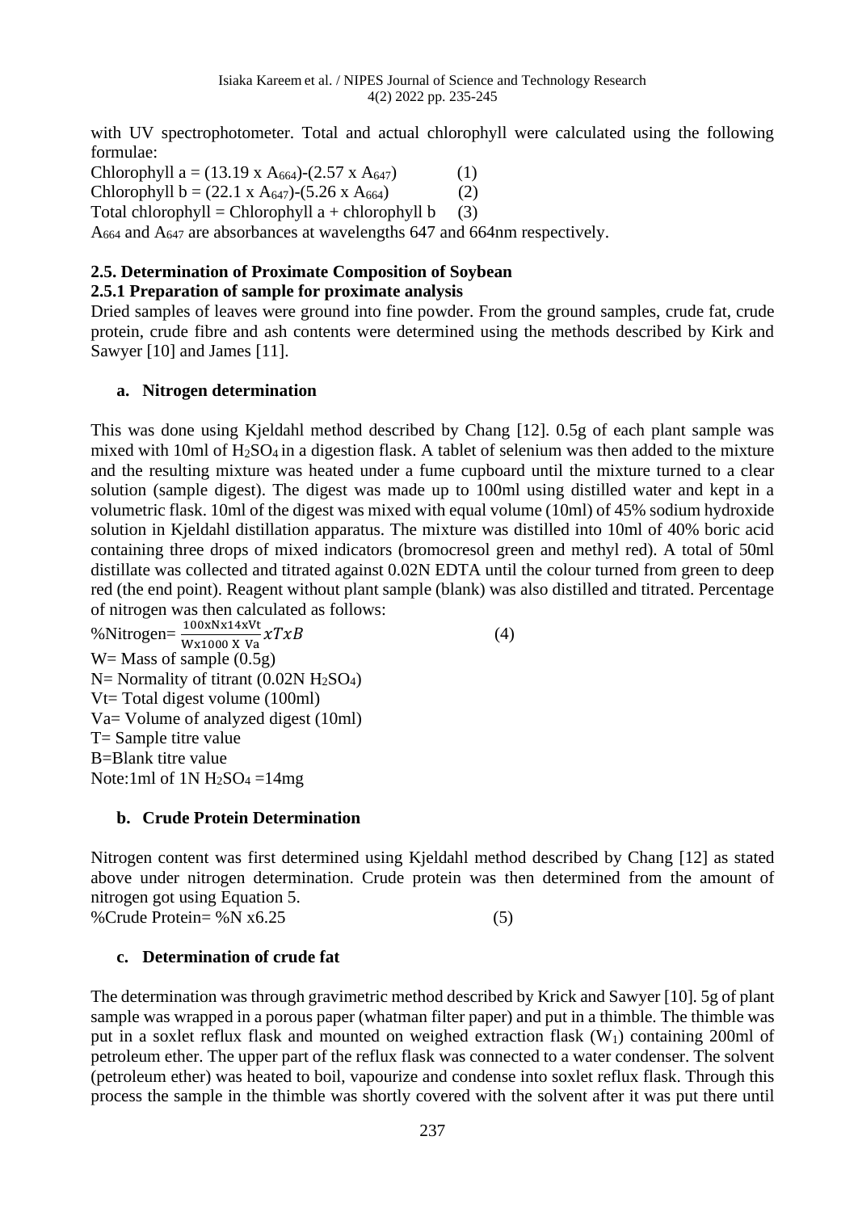with UV spectrophotometer. Total and actual chlorophyll were calculated using the following formulae:

Chlorophyll a = $(13.19 \times A_{664})-(2.57 \times A_{647})$ (1)

Chlorophyll b = $(22.1 \times A_{647})-(5.26 \times A_{664})$ (2)

Total chlorophyll = Chlorophyll a + chlorophyll b (3)

$A_{664}$ and $A_{647}$ are absorbances at wavelengths 647 and 664nm respectively.

### 2.5. Determination of Proximate Composition of Soybean

#### 2.5.1 Preparation of sample for proximate analysis

Dried samples of leaves were ground into fine powder. From the ground samples, crude fat, crude protein, crude fibre and ash contents were determined using the methods described by Kirk and Sawyer [10] and James [11].

**a. Nitrogen determination**

This was done using Kjeldahl method described by Chang [12]. 0.5g of each plant sample was mixed with 10ml of $H_2SO_4$ in a digestion flask. A tablet of selenium was then added to the mixture and the resulting mixture was heated under a fume cupboard until the mixture turned to a clear solution (sample digest). The digest was made up to 100ml using distilled water and kept in a volumetric flask. 10ml of the digest was mixed with equal volume (10ml) of 45% sodium hydroxide solution in Kjeldahl distillation apparatus. The mixture was distilled into 10ml of 40% boric acid containing three drops of mixed indicators (bromocresol green and methyl red). A total of 50ml distillate was collected and titrated against 0.02N EDTA until the colour turned from green to deep red (the end point). Reagent without plant sample (blank) was also distilled and titrated. Percentage of nitrogen was then calculated as follows:

$$\%\text{Nitrogen} = \frac{100 \text{x} N \text{x} 14 \text{x} Vt}{W \text{x} 1000 \text{ X } Va} x T x B \quad (4)$$

W= Mass of sample (0.5g)

N= Normality of titrant (0.02N $H_2SO_4$)

Vt= Total digest volume (100ml)

Va= Volume of analyzed digest (10ml)

T= Sample titre value

B=Blank titre value

Note:1ml of 1N $H_2SO_4$ =14mg

**b. Crude Protein Determination**

Nitrogen content was first determined using Kjeldahl method described by Chang [12] as stated above under nitrogen determination. Crude protein was then determined from the amount of nitrogen got using Equation 5.

%Crude Protein= %N x6.25 (5)

**c. Determination of crude fat**

The determination was through gravimetric method described by Krick and Sawyer [10]. 5g of plant sample was wrapped in a porous paper (whatman filter paper) and put in a thimble. The thimble was put in a soxlet reflux flask and mounted on weighed extraction flask ($W_1$) containing 200ml of petroleum ether. The upper part of the reflux flask was connected to a water condenser. The solvent (petroleum ether) was heated to boil, vapourize and condense into soxlet reflux flask. Through this process the sample in the thimble was shortly covered with the solvent after it was put there until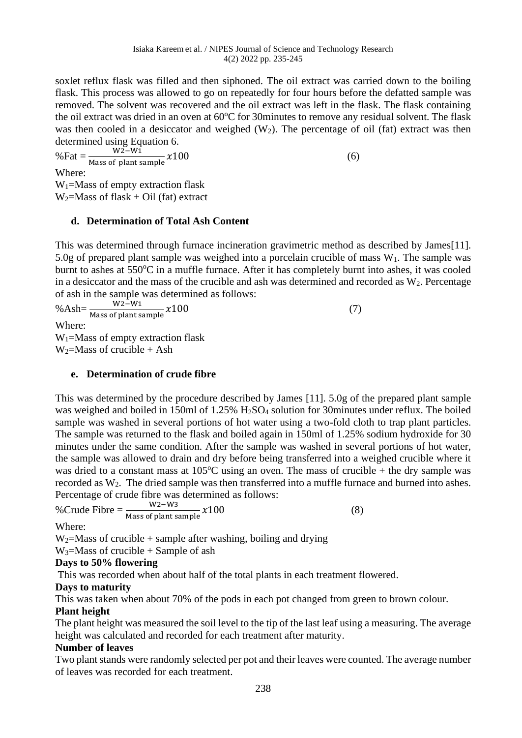soxlet reflux flask was filled and then siphoned. The oil extract was carried down to the boiling flask. This process was allowed to go on repeatedly for four hours before the defatted sample was removed. The solvent was recovered and the oil extract was left in the flask. The flask containing the oil extract was dried in an oven at 60°C for 30minutes to remove any residual solvent. The flask was then cooled in a desiccator and weighed ($W_2$). The percentage of oil (fat) extract was then determined using Equation 6.

$$\%\text{Fat} = \frac{W2-W1}{\text{Mass of plant sample}} x100 \quad (6)$$

Where:

$W_1$=Mass of empty extraction flask

$W_2$=Mass of flask + Oil (fat) extract

### d. Determination of Total Ash Content

This was determined through furnace incineration gravimetric method as described by James[11]. 5.0g of prepared plant sample was weighed into a porcelain crucible of mass $W_1$. The sample was burnt to ashes at 550°C in a muffle furnace. After it has completely burnt into ashes, it was cooled in a desiccator and the mass of the crucible and ash was determined and recorded as $W_2$. Percentage of ash in the sample was determined as follows:

$$\%\text{Ash} = \frac{W2-W1}{\text{Mass of plant sample}} x100 \quad (7)$$

Where:

$W_1$=Mass of empty extraction flask

$W_2$=Mass of crucible + Ash

### e. Determination of crude fibre

This was determined by the procedure described by James [11]. 5.0g of the prepared plant sample was weighed and boiled in 150ml of 1.25% $H_2SO_4$ solution for 30minutes under reflux. The boiled sample was washed in several portions of hot water using a two-fold cloth to trap plant particles. The sample was returned to the flask and boiled again in 150ml of 1.25% sodium hydroxide for 30 minutes under the same condition. After the sample was washed in several portions of hot water, the sample was allowed to drain and dry before being transferred into a weighed crucible where it was dried to a constant mass at 105°C using an oven. The mass of crucible + the dry sample was recorded as $W_2$. The dried sample was then transferred into a muffle furnace and burned into ashes. Percentage of crude fibre was determined as follows:

$$\%\text{Crude Fibre} = \frac{W2-W3}{\text{Mass of plant sample}} x100 \quad (8)$$

Where:

$W_2$=Mass of crucible + sample after washing, boiling and drying

$W_3$=Mass of crucible + Sample of ash

**Days to 50% flowering**

This was recorded when about half of the total plants in each treatment flowered.

**Days to maturity**

This was taken when about 70% of the pods in each pot changed from green to brown colour.

**Plant height**

The plant height was measured the soil level to the tip of the last leaf using a measuring. The average height was calculated and recorded for each treatment after maturity.

**Number of leaves**

Two plant stands were randomly selected per pot and their leaves were counted. The average number of leaves was recorded for each treatment.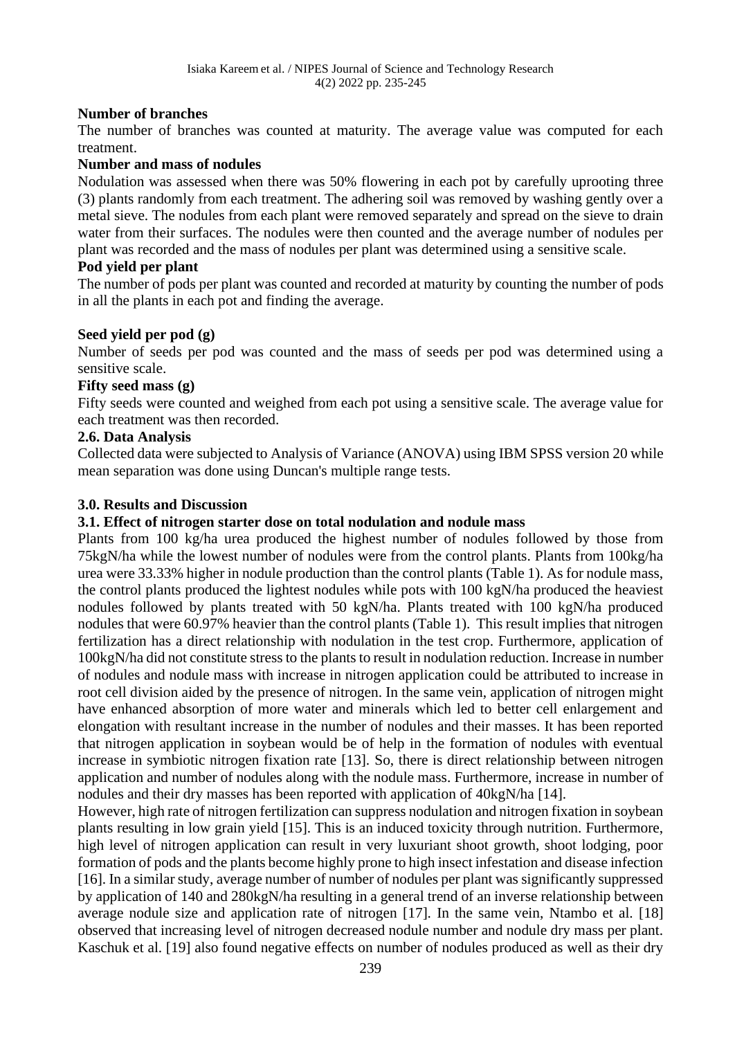**Number of branches**

The number of branches was counted at maturity. The average value was computed for each treatment.

**Number and mass of nodules**

Nodulation was assessed when there was 50% flowering in each pot by carefully uprooting three (3) plants randomly from each treatment. The adhering soil was removed by washing gently over a metal sieve. The nodules from each plant were removed separately and spread on the sieve to drain water from their surfaces. The nodules were then counted and the average number of nodules per plant was recorded and the mass of nodules per plant was determined using a sensitive scale.

**Pod yield per plant**

The number of pods per plant was counted and recorded at maturity by counting the number of pods in all the plants in each pot and finding the average.

**Seed yield per pod (g)**

Number of seeds per pod was counted and the mass of seeds per pod was determined using a sensitive scale.

**Fifty seed mass (g)**

Fifty seeds were counted and weighed from each pot using a sensitive scale. The average value for each treatment was then recorded.

## 2.6. Data Analysis

Collected data were subjected to Analysis of Variance (ANOVA) using IBM SPSS version 20 while mean separation was done using Duncan's multiple range tests.

# 3.0. Results and Discussion

## 3.1. Effect of nitrogen starter dose on total nodulation and nodule mass

Plants from 100 kg/ha urea produced the highest number of nodules followed by those from 75kgN/ha while the lowest number of nodules were from the control plants. Plants from 100kg/ha urea were 33.33% higher in nodule production than the control plants (Table 1). As for nodule mass, the control plants produced the lightest nodules while pots with 100 kgN/ha produced the heaviest nodules followed by plants treated with 50 kgN/ha. Plants treated with 100 kgN/ha produced nodules that were 60.97% heavier than the control plants (Table 1). This result implies that nitrogen fertilization has a direct relationship with nodulation in the test crop. Furthermore, application of 100kgN/ha did not constitute stress to the plants to result in nodulation reduction. Increase in number of nodules and nodule mass with increase in nitrogen application could be attributed to increase in root cell division aided by the presence of nitrogen. In the same vein, application of nitrogen might have enhanced absorption of more water and minerals which led to better cell enlargement and elongation with resultant increase in the number of nodules and their masses. It has been reported that nitrogen application in soybean would be of help in the formation of nodules with eventual increase in symbiotic nitrogen fixation rate [13]. So, there is direct relationship between nitrogen application and number of nodules along with the nodule mass. Furthermore, increase in number of nodules and their dry masses has been reported with application of 40kgN/ha [14].

However, high rate of nitrogen fertilization can suppress nodulation and nitrogen fixation in soybean plants resulting in low grain yield [15]. This is an induced toxicity through nutrition. Furthermore, high level of nitrogen application can result in very luxuriant shoot growth, shoot lodging, poor formation of pods and the plants become highly prone to high insect infestation and disease infection [16]. In a similar study, average number of number of nodules per plant was significantly suppressed by application of 140 and 280kgN/ha resulting in a general trend of an inverse relationship between average nodule size and application rate of nitrogen [17]. In the same vein, Ntambo et al. [18] observed that increasing level of nitrogen decreased nodule number and nodule dry mass per plant. Kaschuk et al. [19] also found negative effects on number of nodules produced as well as their dry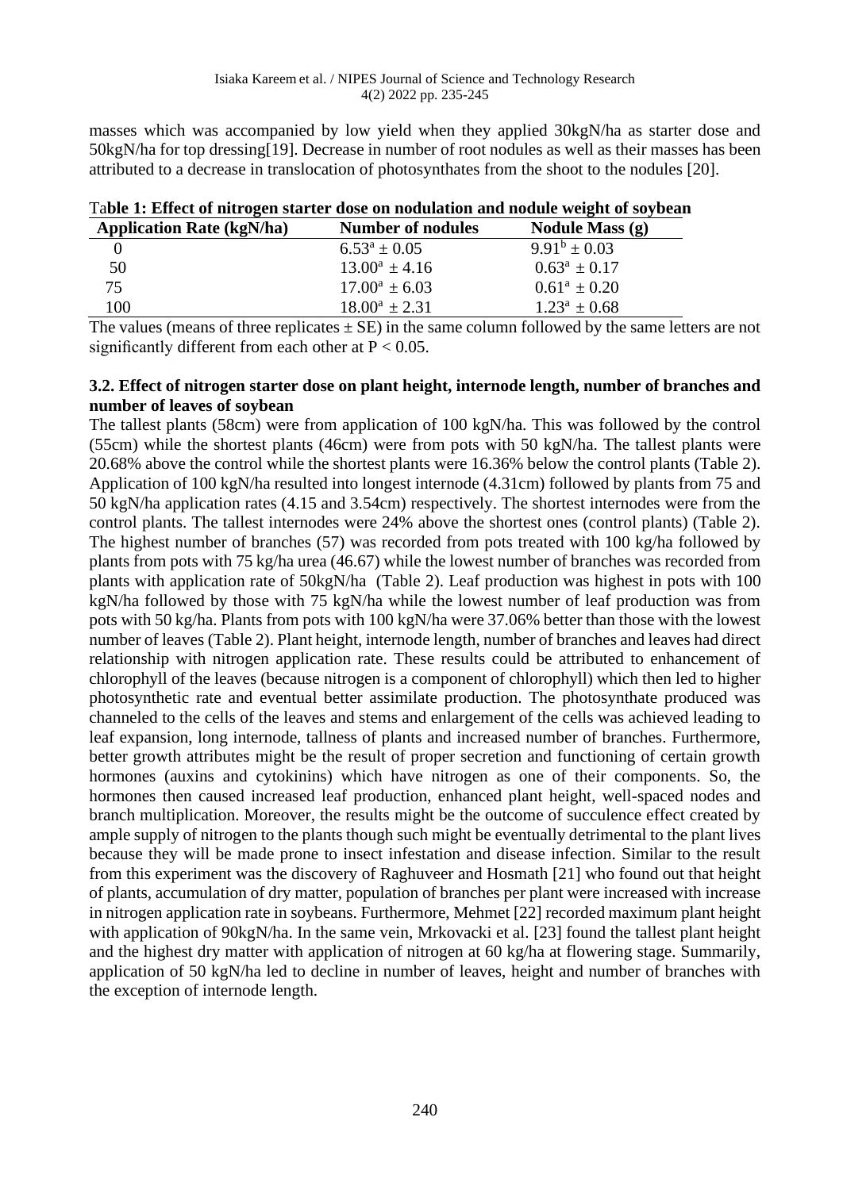masses which was accompanied by low yield when they applied 30kgN/ha as starter dose and 50kgN/ha for top dressing[19]. Decrease in number of root nodules as well as their masses has been attributed to a decrease in translocation of photosynthates from the shoot to the nodules [20].

**Table 1: Effect of nitrogen starter dose on nodulation and nodule weight of soybean**

| Application Rate (kgN/ha) | Number of nodules | Nodule Mass (g) |
|---|---|---|
| 0 | $6.53^{a} \pm 0.05$ | $9.91^{b} \pm 0.03$ |
| 50 | $13.00^{a} \pm 4.16$ | $0.63^{a} \pm 0.17$ |
| 75 | $17.00^{a} \pm 6.03$ | $0.61^{a} \pm 0.20$ |
| 100 | $18.00^{a} \pm 2.31$ | $1.23^{a} \pm 0.68$ |

The values (means of three replicates ± SE) in the same column followed by the same letters are not significantly different from each other at $P < 0.05$.

### 3.2. Effect of nitrogen starter dose on plant height, internode length, number of branches and number of leaves of soybean

The tallest plants (58cm) were from application of 100 kgN/ha. This was followed by the control (55cm) while the shortest plants (46cm) were from pots with 50 kgN/ha. The tallest plants were 20.68% above the control while the shortest plants were 16.36% below the control plants (Table 2). Application of 100 kgN/ha resulted into longest internode (4.31cm) followed by plants from 75 and 50 kgN/ha application rates (4.15 and 3.54cm) respectively. The shortest internodes were from the control plants. The tallest internodes were 24% above the shortest ones (control plants) (Table 2). The highest number of branches (57) was recorded from pots treated with 100 kg/ha followed by plants from pots with 75 kg/ha urea (46.67) while the lowest number of branches was recorded from plants with application rate of 50kgN/ha (Table 2). Leaf production was highest in pots with 100 kgN/ha followed by those with 75 kgN/ha while the lowest number of leaf production was from pots with 50 kg/ha. Plants from pots with 100 kgN/ha were 37.06% better than those with the lowest number of leaves (Table 2). Plant height, internode length, number of branches and leaves had direct relationship with nitrogen application rate. These results could be attributed to enhancement of chlorophyll of the leaves (because nitrogen is a component of chlorophyll) which then led to higher photosynthetic rate and eventual better assimilate production. The photosynthate produced was channeled to the cells of the leaves and stems and enlargement of the cells was achieved leading to leaf expansion, long internode, tallness of plants and increased number of branches. Furthermore, better growth attributes might be the result of proper secretion and functioning of certain growth hormones (auxins and cytokinins) which have nitrogen as one of their components. So, the hormones then caused increased leaf production, enhanced plant height, well-spaced nodes and branch multiplication. Moreover, the results might be the outcome of succulence effect created by ample supply of nitrogen to the plants though such might be eventually detrimental to the plant lives because they will be made prone to insect infestation and disease infection. Similar to the result from this experiment was the discovery of Raghuveer and Hosmath [21] who found out that height of plants, accumulation of dry matter, population of branches per plant were increased with increase in nitrogen application rate in soybeans. Furthermore, Mehmet [22] recorded maximum plant height with application of 90kgN/ha. In the same vein, Mrkovacki et al. [23] found the tallest plant height and the highest dry matter with application of nitrogen at 60 kg/ha at flowering stage. Summarily, application of 50 kgN/ha led to decline in number of leaves, height and number of branches with the exception of internode length.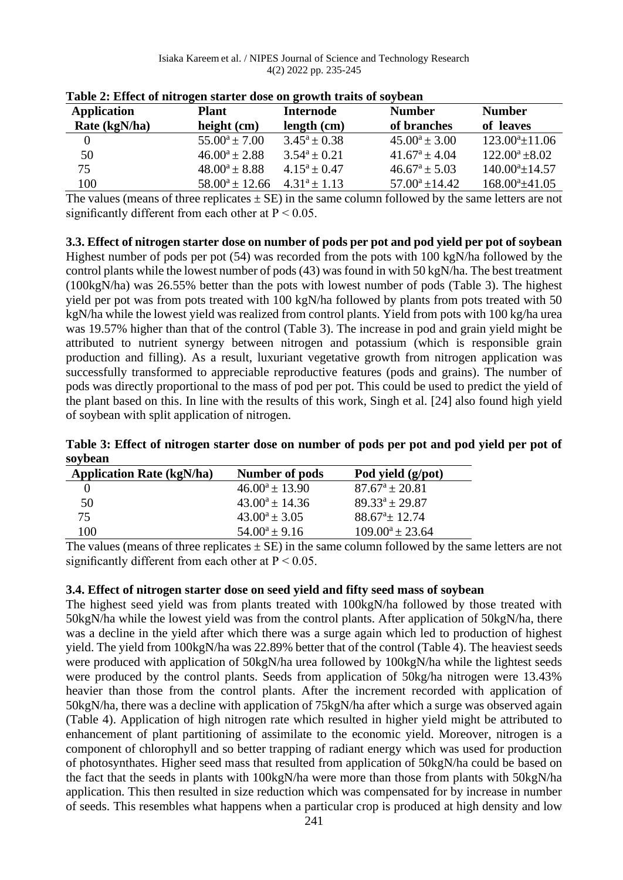**Table 2: Effect of nitrogen starter dose on growth traits of soybean**

| Application Rate (kgN/ha) | Plant height (cm) | Internode length (cm) | Number of branches | Number of leaves |
|---|---|---|---|---|
| 0 | $55.00^a \pm 7.00$ | $3.45^a \pm 0.38$ | $45.00^a \pm 3.00$ | $123.00^a \pm 11.06$ |
| 50 | $46.00^a \pm 2.88$ | $3.54^a \pm 0.21$ | $41.67^a \pm 4.04$ | $122.00^a \pm 8.02$ |
| 75 | $48.00^a \pm 8.88$ | $4.15^a \pm 0.47$ | $46.67^a \pm 5.03$ | $140.00^a \pm 14.57$ |
| 100 | $58.00^a \pm 12.66$ | $4.31^a \pm 1.13$ | $57.00^a \pm 14.42$ | $168.00^a \pm 41.05$ |

The values (means of three replicates ± SE) in the same column followed by the same letters are not significantly different from each other at $P < 0.05$.

**3.3. Effect of nitrogen starter dose on number of pods per pot and pod yield per pot of soybean**

Highest number of pods per pot (54) was recorded from the pots with 100 kgN/ha followed by the control plants while the lowest number of pods (43) was found in with 50 kgN/ha. The best treatment (100kgN/ha) was 26.55% better than the pots with lowest number of pods (Table 3). The highest yield per pot was from pots treated with 100 kgN/ha followed by plants from pots treated with 50 kgN/ha while the lowest yield was realized from control plants. Yield from pots with 100 kg/ha urea was 19.57% higher than that of the control (Table 3). The increase in pod and grain yield might be attributed to nutrient synergy between nitrogen and potassium (which is responsible grain production and filling). As a result, luxuriant vegetative growth from nitrogen application was successfully transformed to appreciable reproductive features (pods and grains). The number of pods was directly proportional to the mass of pod per pot. This could be used to predict the yield of the plant based on this. In line with the results of this work, Singh et al. [24] also found high yield of soybean with split application of nitrogen.

**Table 3: Effect of nitrogen starter dose on number of pods per pot and pod yield per pot of soybean**

| Application Rate (kgN/ha) | Number of pods | Pod yield (g/pot) |
|---|---|---|
| 0 | $46.00^a \pm 13.90$ | $87.67^a \pm 20.81$ |
| 50 | $43.00^a \pm 14.36$ | $89.33^a \pm 29.87$ |
| 75 | $43.00^a \pm 3.05$ | $88.67^a \pm 12.74$ |
| 100 | $54.00^a \pm 9.16$ | $109.00^a \pm 23.64$ |

The values (means of three replicates ± SE) in the same column followed by the same letters are not significantly different from each other at $P < 0.05$.

**3.4. Effect of nitrogen starter dose on seed yield and fifty seed mass of soybean**

The highest seed yield was from plants treated with 100kgN/ha followed by those treated with 50kgN/ha while the lowest yield was from the control plants. After application of 50kgN/ha, there was a decline in the yield after which there was a surge again which led to production of highest yield. The yield from 100kgN/ha was 22.89% better that of the control (Table 4). The heaviest seeds were produced with application of 50kgN/ha urea followed by 100kgN/ha while the lightest seeds were produced by the control plants. Seeds from application of 50kg/ha nitrogen were 13.43% heavier than those from the control plants. After the increment recorded with application of 50kgN/ha, there was a decline with application of 75kgN/ha after which a surge was observed again (Table 4). Application of high nitrogen rate which resulted in higher yield might be attributed to enhancement of plant partitioning of assimilate to the economic yield. Moreover, nitrogen is a component of chlorophyll and so better trapping of radiant energy which was used for production of photosynthates. Higher seed mass that resulted from application of 50kgN/ha could be based on the fact that the seeds in plants with 100kgN/ha were more than those from plants with 50kgN/ha application. This then resulted in size reduction which was compensated for by increase in number of seeds. This resembles what happens when a particular crop is produced at high density and low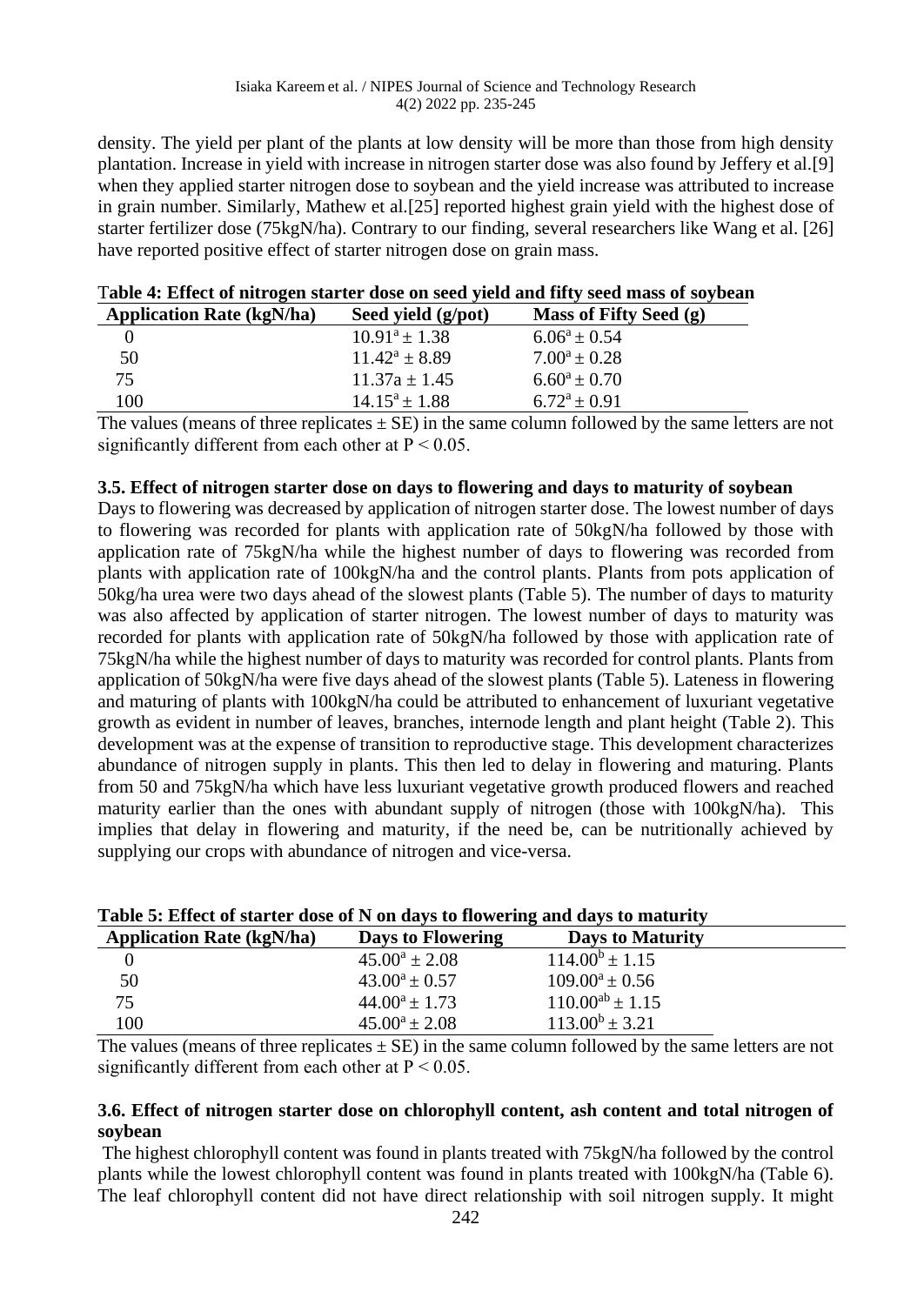density. The yield per plant of the plants at low density will be more than those from high density plantation. Increase in yield with increase in nitrogen starter dose was also found by Jeffery et al.[9] when they applied starter nitrogen dose to soybean and the yield increase was attributed to increase in grain number. Similarly, Mathew et al.[25] reported highest grain yield with the highest dose of starter fertilizer dose (75kgN/ha). Contrary to our finding, several researchers like Wang et al. [26] have reported positive effect of starter nitrogen dose on grain mass.

**Table 4: Effect of nitrogen starter dose on seed yield and fifty seed mass of soybean**

| Application Rate (kgN/ha) | Seed yield (g/pot) | Mass of Fifty Seed (g) |
|---|---|---|
| 0 | $10.91^a \pm 1.38$ | $6.06^a \pm 0.54$ |
| 50 | $11.42^a \pm 8.89$ | $7.00^a \pm 0.28$ |
| 75 | 11.37a ± 1.45 | $6.60^a \pm 0.70$ |
| 100 | $14.15^a \pm 1.88$ | $6.72^a \pm 0.91$ |

The values (means of three replicates ± SE) in the same column followed by the same letters are not significantly different from each other at $P < 0.05$.

### 3.5. Effect of nitrogen starter dose on days to flowering and days to maturity of soybean

Days to flowering was decreased by application of nitrogen starter dose. The lowest number of days to flowering was recorded for plants with application rate of 50kgN/ha followed by those with application rate of 75kgN/ha while the highest number of days to flowering was recorded from plants with application rate of 100kgN/ha and the control plants. Plants from pots application of 50kg/ha urea were two days ahead of the slowest plants (Table 5). The number of days to maturity was also affected by application of starter nitrogen. The lowest number of days to maturity was recorded for plants with application rate of 50kgN/ha followed by those with application rate of 75kgN/ha while the highest number of days to maturity was recorded for control plants. Plants from application of 50kgN/ha were five days ahead of the slowest plants (Table 5). Lateness in flowering and maturing of plants with 100kgN/ha could be attributed to enhancement of luxuriant vegetative growth as evident in number of leaves, branches, internode length and plant height (Table 2). This development was at the expense of transition to reproductive stage. This development characterizes abundance of nitrogen supply in plants. This then led to delay in flowering and maturing. Plants from 50 and 75kgN/ha which have less luxuriant vegetative growth produced flowers and reached maturity earlier than the ones with abundant supply of nitrogen (those with 100kgN/ha). This implies that delay in flowering and maturity, if the need be, can be nutritionally achieved by supplying our crops with abundance of nitrogen and vice-versa.

**Table 5: Effect of starter dose of N on days to flowering and days to maturity**

| Application Rate (kgN/ha) | Days to Flowering | Days to Maturity |
|---|---|---|
| 0 | $45.00^a \pm 2.08$ | $114.00^b \pm 1.15$ |
| 50 | $43.00^a \pm 0.57$ | $109.00^a \pm 0.56$ |
| 75 | $44.00^a \pm 1.73$ | $110.00^{ab} \pm 1.15$ |
| 100 | $45.00^a \pm 2.08$ | $113.00^b \pm 3.21$ |

The values (means of three replicates ± SE) in the same column followed by the same letters are not significantly different from each other at $P < 0.05$.

### 3.6. Effect of nitrogen starter dose on chlorophyll content, ash content and total nitrogen of soybean

The highest chlorophyll content was found in plants treated with 75kgN/ha followed by the control plants while the lowest chlorophyll content was found in plants treated with 100kgN/ha (Table 6). The leaf chlorophyll content did not have direct relationship with soil nitrogen supply. It might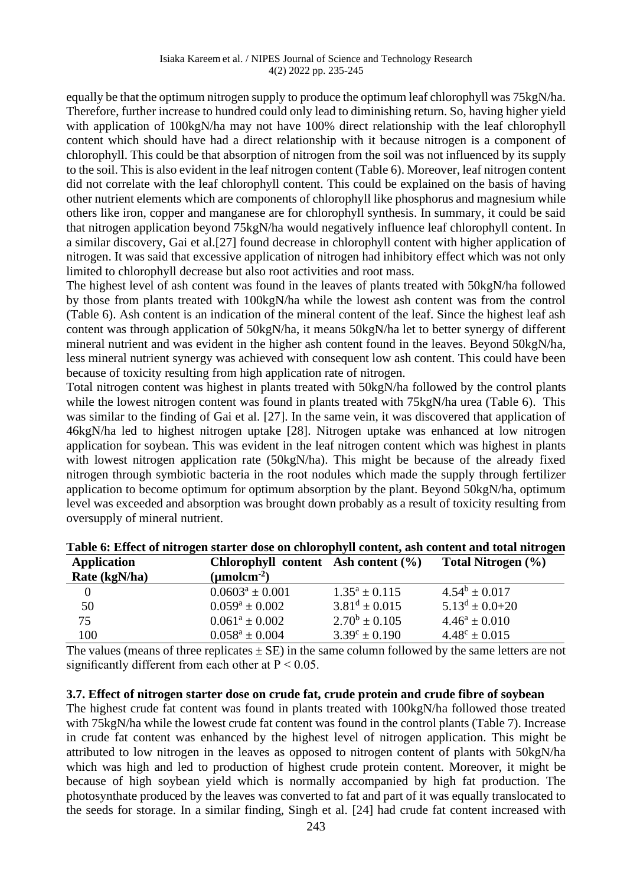equally be that the optimum nitrogen supply to produce the optimum leaf chlorophyll was 75kgN/ha. Therefore, further increase to hundred could only lead to diminishing return. So, having higher yield with application of 100kgN/ha may not have 100% direct relationship with the leaf chlorophyll content which should have had a direct relationship with it because nitrogen is a component of chlorophyll. This could be that absorption of nitrogen from the soil was not influenced by its supply to the soil. This is also evident in the leaf nitrogen content (Table 6). Moreover, leaf nitrogen content did not correlate with the leaf chlorophyll content. This could be explained on the basis of having other nutrient elements which are components of chlorophyll like phosphorus and magnesium while others like iron, copper and manganese are for chlorophyll synthesis. In summary, it could be said that nitrogen application beyond 75kgN/ha would negatively influence leaf chlorophyll content. In a similar discovery, Gai et al.[27] found decrease in chlorophyll content with higher application of nitrogen. It was said that excessive application of nitrogen had inhibitory effect which was not only limited to chlorophyll decrease but also root activities and root mass.

The highest level of ash content was found in the leaves of plants treated with 50kgN/ha followed by those from plants treated with 100kgN/ha while the lowest ash content was from the control (Table 6). Ash content is an indication of the mineral content of the leaf. Since the highest leaf ash content was through application of 50kgN/ha, it means 50kgN/ha let to better synergy of different mineral nutrient and was evident in the higher ash content found in the leaves. Beyond 50kgN/ha, less mineral nutrient synergy was achieved with consequent low ash content. This could have been because of toxicity resulting from high application rate of nitrogen.

Total nitrogen content was highest in plants treated with 50kgN/ha followed by the control plants while the lowest nitrogen content was found in plants treated with 75kgN/ha urea (Table 6). This was similar to the finding of Gai et al. [27]. In the same vein, it was discovered that application of 46kgN/ha led to highest nitrogen uptake [28]. Nitrogen uptake was enhanced at low nitrogen application for soybean. This was evident in the leaf nitrogen content which was highest in plants with lowest nitrogen application rate (50kgN/ha). This might be because of the already fixed nitrogen through symbiotic bacteria in the root nodules which made the supply through fertilizer application to become optimum for optimum absorption by the plant. Beyond 50kgN/ha, optimum level was exceeded and absorption was brought down probably as a result of toxicity resulting from oversupply of mineral nutrient.

**Table 6: Effect of nitrogen starter dose on chlorophyll content, ash content and total nitrogen**

| Application Rate (kgN/ha) | Chlorophyll content ($\mu$molcm$^{-2}$) | Ash content (%) | Total Nitrogen (%) |
|---|---|---|---|
| 0 | $0.0603^{a} \pm 0.001$ | $1.35^{a} \pm 0.115$ | $4.54^{b} \pm 0.017$ |
| 50 | $0.059^{a} \pm 0.002$ | $3.81^{d} \pm 0.015$ | $5.13^{d} \pm 0.0{+}20$ |
| 75 | $0.061^{a} \pm 0.002$ | $2.70^{b} \pm 0.105$ | $4.46^{a} \pm 0.010$ |
| 100 | $0.058^{a} \pm 0.004$ | $3.39^{c} \pm 0.190$ | $4.48^{c} \pm 0.015$ |

The values (means of three replicates $\pm$ SE) in the same column followed by the same letters are not significantly different from each other at $P < 0.05$.

### 3.7. Effect of nitrogen starter dose on crude fat, crude protein and crude fibre of soybean

The highest crude fat content was found in plants treated with 100kgN/ha followed those treated with 75kgN/ha while the lowest crude fat content was found in the control plants (Table 7). Increase in crude fat content was enhanced by the highest level of nitrogen application. This might be attributed to low nitrogen in the leaves as opposed to nitrogen content of plants with 50kgN/ha which was high and led to production of highest crude protein content. Moreover, it might be because of high soybean yield which is normally accompanied by high fat production. The photosynthate produced by the leaves was converted to fat and part of it was equally translocated to the seeds for storage. In a similar finding, Singh et al. [24] had crude fat content increased with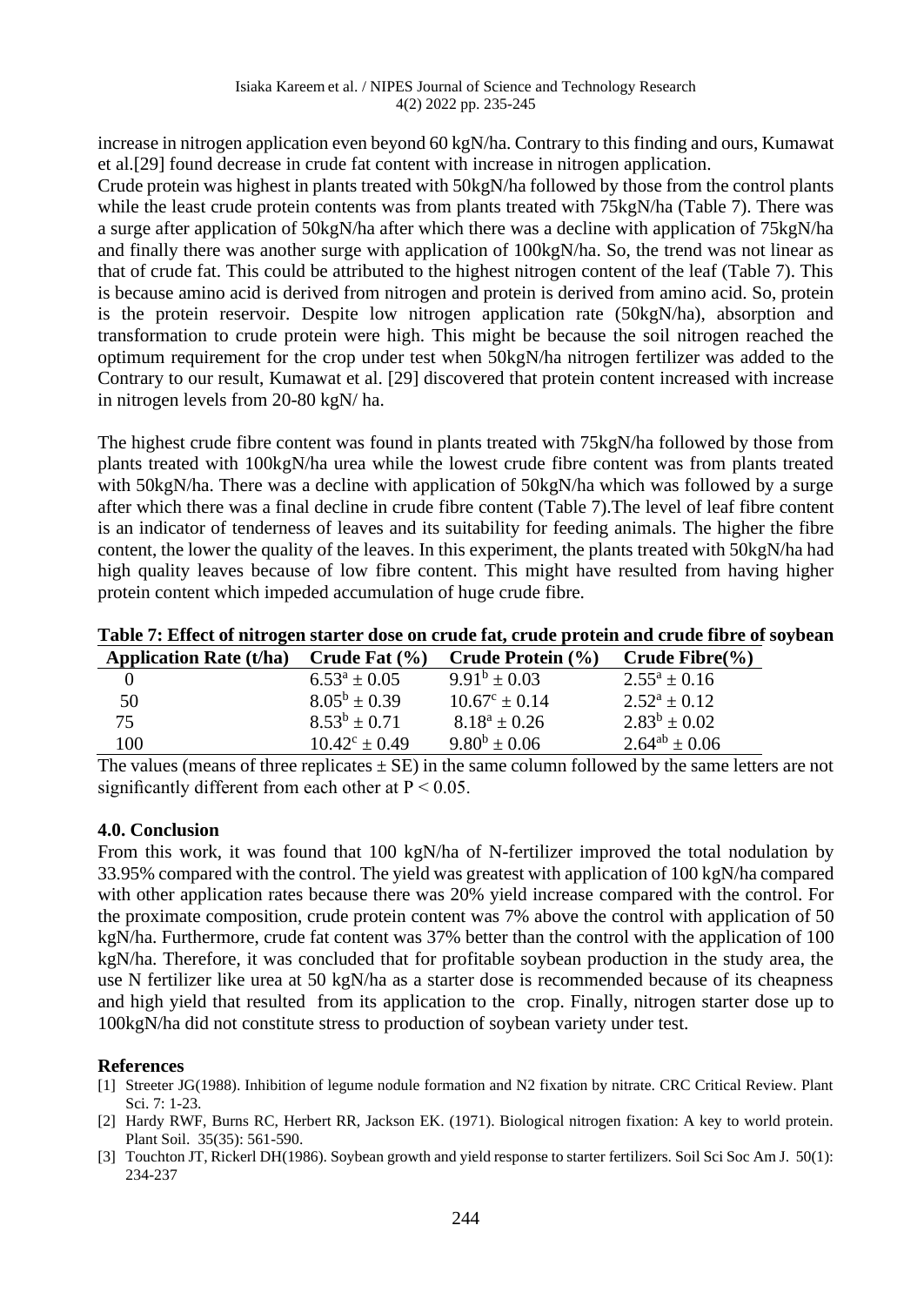increase in nitrogen application even beyond 60 kgN/ha. Contrary to this finding and ours, Kumawat et al.[29] found decrease in crude fat content with increase in nitrogen application.

Crude protein was highest in plants treated with 50kgN/ha followed by those from the control plants while the least crude protein contents was from plants treated with 75kgN/ha (Table 7). There was a surge after application of 50kgN/ha after which there was a decline with application of 75kgN/ha and finally there was another surge with application of 100kgN/ha. So, the trend was not linear as that of crude fat. This could be attributed to the highest nitrogen content of the leaf (Table 7). This is because amino acid is derived from nitrogen and protein is derived from amino acid. So, protein is the protein reservoir. Despite low nitrogen application rate (50kgN/ha), absorption and transformation to crude protein were high. This might be because the soil nitrogen reached the optimum requirement for the crop under test when 50kgN/ha nitrogen fertilizer was added to the Contrary to our result, Kumawat et al. [29] discovered that protein content increased with increase in nitrogen levels from 20-80 kgN/ ha.

The highest crude fibre content was found in plants treated with 75kgN/ha followed by those from plants treated with 100kgN/ha urea while the lowest crude fibre content was from plants treated with 50kgN/ha. There was a decline with application of 50kgN/ha which was followed by a surge after which there was a final decline in crude fibre content (Table 7).The level of leaf fibre content is an indicator of tenderness of leaves and its suitability for feeding animals. The higher the fibre content, the lower the quality of the leaves. In this experiment, the plants treated with 50kgN/ha had high quality leaves because of low fibre content. This might have resulted from having higher protein content which impeded accumulation of huge crude fibre.

**Table 7: Effect of nitrogen starter dose on crude fat, crude protein and crude fibre of soybean**

| Application Rate (t/ha) | Crude Fat (%) | Crude Protein (%) | Crude Fibre(%) |
|---|---|---|---|
| 0 | $6.53^{a} \pm 0.05$ | $9.91^{b} \pm 0.03$ | $2.55^{a} \pm 0.16$ |
| 50 | $8.05^{b} \pm 0.39$ | $10.67^{c} \pm 0.14$ | $2.52^{a} \pm 0.12$ |
| 75 | $8.53^{b} \pm 0.71$ | $8.18^{a} \pm 0.26$ | $2.83^{b} \pm 0.02$ |
| 100 | $10.42^{c} \pm 0.49$ | $9.80^{b} \pm 0.06$ | $2.64^{ab} \pm 0.06$ |

The values (means of three replicates ± SE) in the same column followed by the same letters are not significantly different from each other at $P < 0.05$.

## 4.0. Conclusion

From this work, it was found that 100 kgN/ha of N-fertilizer improved the total nodulation by 33.95% compared with the control. The yield was greatest with application of 100 kgN/ha compared with other application rates because there was 20% yield increase compared with the control. For the proximate composition, crude protein content was 7% above the control with application of 50 kgN/ha. Furthermore, crude fat content was 37% better than the control with the application of 100 kgN/ha. Therefore, it was concluded that for profitable soybean production in the study area, the use N fertilizer like urea at 50 kgN/ha as a starter dose is recommended because of its cheapness and high yield that resulted from its application to the crop. Finally, nitrogen starter dose up to 100kgN/ha did not constitute stress to production of soybean variety under test.

## References

[1] Streeter JG(1988). Inhibition of legume nodule formation and N2 fixation by nitrate. CRC Critical Review. Plant Sci. 7: 1-23.

[2] Hardy RWF, Burns RC, Herbert RR, Jackson EK. (1971). Biological nitrogen fixation: A key to world protein. Plant Soil. 35(35): 561-590.

[3] Touchton JT, Rickerl DH(1986). Soybean growth and yield response to starter fertilizers. Soil Sci Soc Am J. 50(1): 234-237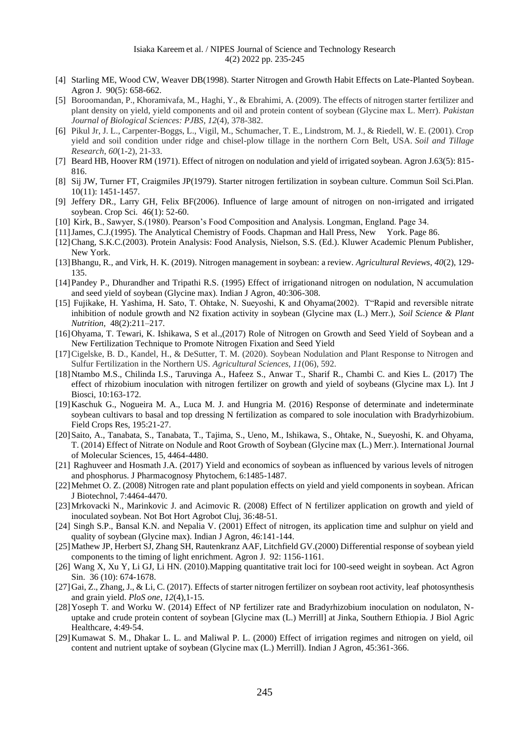[4] Starling ME, Wood CW, Weaver DB(1998). Starter Nitrogen and Growth Habit Effects on Late-Planted Soybean. Agron J. 90(5): 658-662.

[5] Boroomandan, P., Khoramivafa, M., Haghi, Y., & Ebrahimi, A. (2009). The effects of nitrogen starter fertilizer and plant density on yield, yield components and oil and protein content of soybean (Glycine max L. Merr). *Pakistan Journal of Biological Sciences: PJBS*, *12*(4), 378-382.

[6] Pikul Jr, J. L., Carpenter-Boggs, L., Vigil, M., Schumacher, T. E., Lindstrom, M. J., & Riedell, W. E. (2001). Crop yield and soil condition under ridge and chisel-plow tillage in the northern Corn Belt, USA. *Soil and Tillage Research*, *60*(1-2), 21-33.

[7] Beard HB, Hoover RM (1971). Effect of nitrogen on nodulation and yield of irrigated soybean. Agron J.63(5): 815-816.

[8] Sij JW, Turner FT, Craigmiles JP(1979). Starter nitrogen fertilization in soybean culture. Commun Soil Sci.Plan. 10(11): 1451-1457.

[9] Jeffery DR., Larry GH, Felix BF(2006). Influence of large amount of nitrogen on non-irrigated and irrigated soybean. Crop Sci. 46(1): 52-60.

[10] Kirk, B., Sawyer, S.(1980). Pearson's Food Composition and Analysis. Longman, England. Page 34.

[11] James, C.J.(1995). The Analytical Chemistry of Foods. Chapman and Hall Press, New York. Page 86.

[12] Chang, S.K.C.(2003). Protein Analysis: Food Analysis, Nielson, S.S. (Ed.). Kluwer Academic Plenum Publisher, New York.

[13] Bhangu, R., and Virk, H. K. (2019). Nitrogen management in soybean: a review. *Agricultural Reviews*, *40*(2), 129-135.

[14] Pandey P., Dhurandher and Tripathi R.S. (1995) Effect of irrigationand nitrogen on nodulation, N accumulation and seed yield of soybean (Glycine max). Indian J Agron, 40:306-308.

[15] Fujikake, H. Yashima, H. Sato, T. Ohtake, N. Sueyoshi, K and Ohyama(2002). T"Rapid and reversible nitrate inhibition of nodule growth and N2 fixation activity in soybean (Glycine max (L.) Merr.), *Soil Science & Plant Nutrition*, 48(2):211–217.

[16] Ohyama, T. Tewari, K. Ishikawa, S et al.,(2017) Role of Nitrogen on Growth and Seed Yield of Soybean and a New Fertilization Technique to Promote Nitrogen Fixation and Seed Yield

[17] Cigelske, B. D., Kandel, H., & DeSutter, T. M. (2020). Soybean Nodulation and Plant Response to Nitrogen and Sulfur Fertilization in the Northern US. *Agricultural Sciences*, *11*(06), 592.

[18] Ntambo M.S., Chilinda I.S., Taruvinga A., Hafeez S., Anwar T., Sharif R., Chambi C. and Kies L. (2017) The effect of rhizobium inoculation with nitrogen fertilizer on growth and yield of soybeans (Glycine max L). Int J Biosci, 10:163-172.

[19] Kaschuk G., Nogueira M. A., Luca M. J. and Hungria M. (2016) Response of determinate and indeterminate soybean cultivars to basal and top dressing N fertilization as compared to sole inoculation with Bradyrhizobium. Field Crops Res, 195:21-27.

[20] Saito, A., Tanabata, S., Tanabata, T., Tajima, S., Ueno, M., Ishikawa, S., Ohtake, N., Sueyoshi, K. and Ohyama, T. (2014) Effect of Nitrate on Nodule and Root Growth of Soybean (Glycine max (L.) Merr.). International Journal of Molecular Sciences, 15, 4464-4480.

[21] Raghuveer and Hosmath J.A. (2017) Yield and economics of soybean as influenced by various levels of nitrogen and phosphorus. J Pharmacognosy Phytochem, 6:1485-1487.

[22] Mehmet O. Z. (2008) Nitrogen rate and plant population effects on yield and yield components in soybean. African J Biotechnol, 7:4464-4470.

[23] Mrkovacki N., Marinkovic J. and Acimovic R. (2008) Effect of N fertilizer application on growth and yield of inoculated soybean. Not Bot Hort Agrobot Cluj, 36:48-51.

[24] Singh S.P., Bansal K.N. and Nepalia V. (2001) Effect of nitrogen, its application time and sulphur on yield and quality of soybean (Glycine max). Indian J Agron, 46:141-144.

[25] Mathew JP, Herbert SJ, Zhang SH, Rautenkranz AAF, Litchfield GV.(2000) Differential response of soybean yield components to the timing of light enrichment. Agron J. 92: 1156-1161.

[26] Wang X, Xu Y, Li GJ, Li HN. (2010).Mapping quantitative trait loci for 100-seed weight in soybean. Act Agron Sin. 36 (10): 674-1678.

[27] Gai, Z., Zhang, J., & Li, C. (2017). Effects of starter nitrogen fertilizer on soybean root activity, leaf photosynthesis and grain yield. *PloS one*, *12*(4),1-15.

[28] Yoseph T. and Worku W. (2014) Effect of NP fertilizer rate and Bradyrhizobium inoculation on nodulaton, N-uptake and crude protein content of soybean [Glycine max (L.) Merrill] at Jinka, Southern Ethiopia. J Biol Agric Healthcare, 4:49-54.

[29] Kumawat S. M., Dhakar L. L. and Maliwal P. L. (2000) Effect of irrigation regimes and nitrogen on yield, oil content and nutrient uptake of soybean (Glycine max (L.) Merrill). Indian J Agron, 45:361-366.